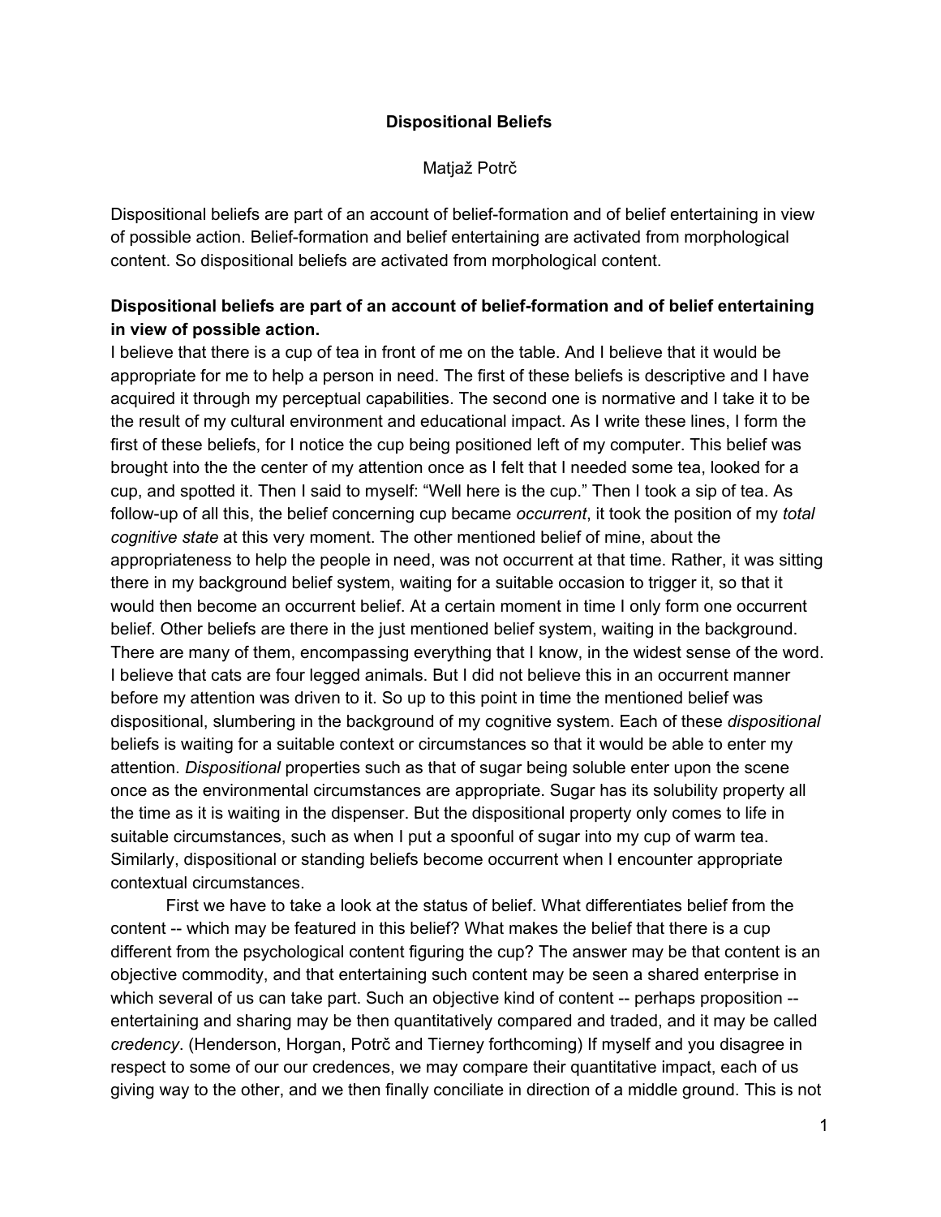# Dispositional Beliefs

Matjaž Potrč

Dispositional beliefs are part of an account of belief-formation and of belief entertaining in view of possible action. Belief-formation and belief entertaining are activated from morphological content. So dispositional beliefs are activated from morphological content.

## Dispositional beliefs are part of an account of belief-formation and of belief entertaining in view of possible action.

I believe that there is a cup of tea in front of me on the table. And I believe that it would be appropriate for me to help a person in need. The first of these beliefs is descriptive and I have acquired it through my perceptual capabilities. The second one is normative and I take it to be the result of my cultural environment and educational impact. As I write these lines, I form the first of these beliefs, for I notice the cup being positioned left of my computer. This belief was brought into the the center of my attention once as I felt that I needed some tea, looked for a cup, and spotted it. Then I said to myself: "Well here is the cup." Then I took a sip of tea. As follow-up of all this, the belief concerning cup became *occurrent*, it took the position of my *total cognitive state* at this very moment. The other mentioned belief of mine, about the appropriateness to help the people in need, was not occurrent at that time. Rather, it was sitting there in my background belief system, waiting for a suitable occasion to trigger it, so that it would then become an occurrent belief. At a certain moment in time I only form one occurrent belief. Other beliefs are there in the just mentioned belief system, waiting in the background. There are many of them, encompassing everything that I know, in the widest sense of the word. I believe that cats are four legged animals. But I did not believe this in an occurrent manner before my attention was driven to it. So up to this point in time the mentioned belief was dispositional, slumbering in the background of my cognitive system. Each of these *dispositional* beliefs is waiting for a suitable context or circumstances so that it would be able to enter my attention. *Dispositional* properties such as that of sugar being soluble enter upon the scene once as the environmental circumstances are appropriate. Sugar has its solubility property all the time as it is waiting in the dispenser. But the dispositional property only comes to life in suitable circumstances, such as when I put a spoonful of sugar into my cup of warm tea. Similarly, dispositional or standing beliefs become occurrent when I encounter appropriate contextual circumstances.

First we have to take a look at the status of belief. What differentiates belief from the content -- which may be featured in this belief? What makes the belief that there is a cup different from the psychological content figuring the cup? The answer may be that content is an objective commodity, and that entertaining such content may be seen a shared enterprise in which several of us can take part. Such an objective kind of content -- perhaps proposition -- entertaining and sharing may be then quantitatively compared and traded, and it may be called *credency*. (Henderson, Horgan, Potrč and Tierney forthcoming) If myself and you disagree in respect to some of our our credences, we may compare their quantitative impact, each of us giving way to the other, and we then finally conciliate in direction of a middle ground. This is not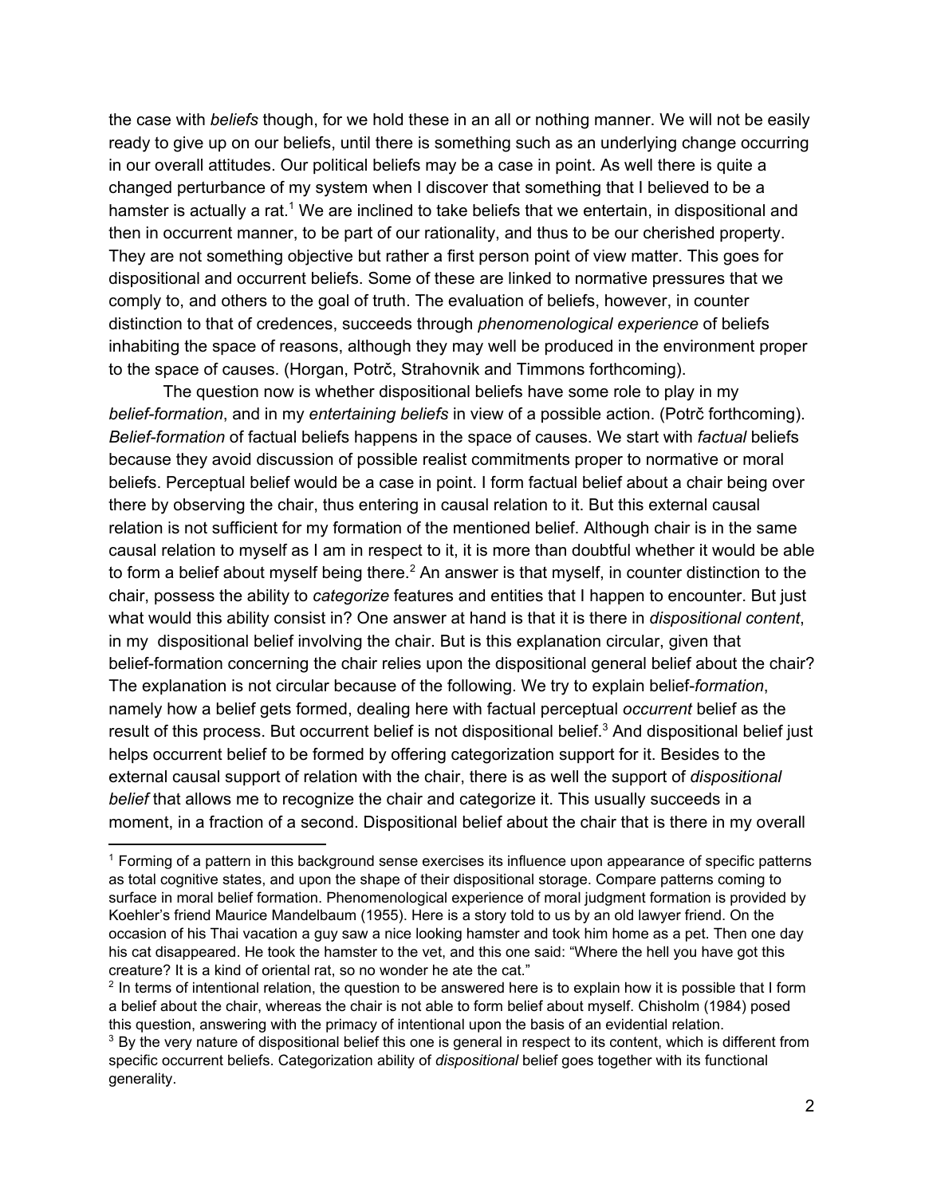the case with *beliefs* though, for we hold these in an all or nothing manner. We will not be easily ready to give up on our beliefs, until there is something such as an underlying change occurring in our overall attitudes. Our political beliefs may be a case in point. As well there is quite a changed perturbance of my system when I discover that something that I believed to be a hamster is actually a rat.[1] We are inclined to take beliefs that we entertain, in dispositional and then in occurrent manner, to be part of our rationality, and thus to be our cherished property. They are not something objective but rather a first person point of view matter. This goes for dispositional and occurrent beliefs. Some of these are linked to normative pressures that we comply to, and others to the goal of truth. The evaluation of beliefs, however, in counter distinction to that of credences, succeeds through *phenomenological experience* of beliefs inhabiting the space of reasons, although they may well be produced in the environment proper to the space of causes. (Horgan, Potrč, Strahovnik and Timmons forthcoming).

The question now is whether dispositional beliefs have some role to play in my *belief-formation*, and in my *entertaining beliefs* in view of a possible action. (Potrč forthcoming). *Belief-formation* of factual beliefs happens in the space of causes. We start with *factual* beliefs because they avoid discussion of possible realist commitments proper to normative or moral beliefs. Perceptual belief would be a case in point. I form factual belief about a chair being over there by observing the chair, thus entering in causal relation to it. But this external causal relation is not sufficient for my formation of the mentioned belief. Although chair is in the same causal relation to myself as I am in respect to it, it is more than doubtful whether it would be able to form a belief about myself being there.[2] An answer is that myself, in counter distinction to the chair, possess the ability to *categorize* features and entities that I happen to encounter. But just what would this ability consist in? One answer at hand is that it is there in *dispositional content*, in my dispositional belief involving the chair. But is this explanation circular, given that belief-formation concerning the chair relies upon the dispositional general belief about the chair? The explanation is not circular because of the following. We try to explain belief-*formation*, namely how a belief gets formed, dealing here with factual perceptual *occurrent* belief as the result of this process. But occurrent belief is not dispositional belief.[3] And dispositional belief just helps occurrent belief to be formed by offering categorization support for it. Besides to the external causal support of relation with the chair, there is as well the support of *dispositional belief* that allows me to recognize the chair and categorize it. This usually succeeds in a moment, in a fraction of a second. Dispositional belief about the chair that is there in my overall

[1] Forming of a pattern in this background sense exercises its influence upon appearance of specific patterns as total cognitive states, and upon the shape of their dispositional storage. Compare patterns coming to surface in moral belief formation. Phenomenological experience of moral judgment formation is provided by Koehler's friend Maurice Mandelbaum (1955). Here is a story told to us by an old lawyer friend. On the occasion of his Thai vacation a guy saw a nice looking hamster and took him home as a pet. Then one day his cat disappeared. He took the hamster to the vet, and this one said: "Where the hell you have got this creature? It is a kind of oriental rat, so no wonder he ate the cat."

[2] In terms of intentional relation, the question to be answered here is to explain how it is possible that I form a belief about the chair, whereas the chair is not able to form belief about myself. Chisholm (1984) posed this question, answering with the primacy of intentional upon the basis of an evidential relation.

[3] By the very nature of dispositional belief this one is general in respect to its content, which is different from specific occurrent beliefs. Categorization ability of *dispositional* belief goes together with its functional generality.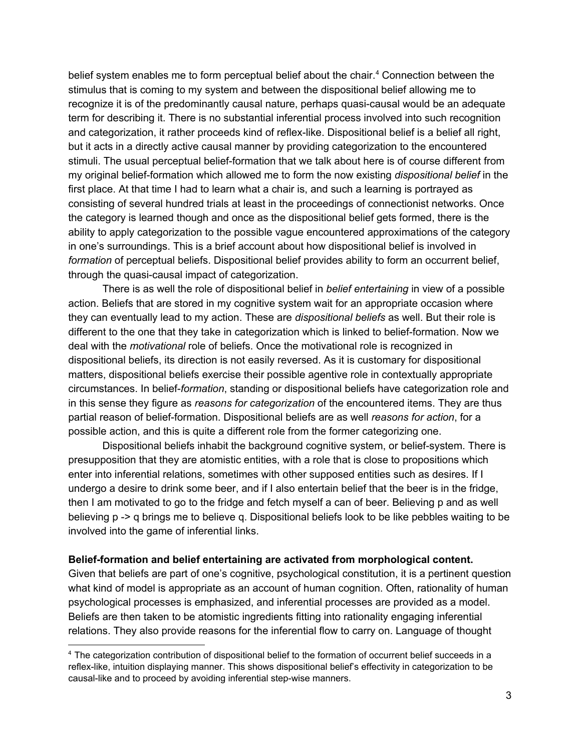belief system enables me to form perceptual belief about the chair.[4] Connection between the stimulus that is coming to my system and between the dispositional belief allowing me to recognize it is of the predominantly causal nature, perhaps quasi-causal would be an adequate term for describing it. There is no substantial inferential process involved into such recognition and categorization, it rather proceeds kind of reflex-like. Dispositional belief is a belief all right, but it acts in a directly active causal manner by providing categorization to the encountered stimuli. The usual perceptual belief-formation that we talk about here is of course different from my original belief-formation which allowed me to form the now existing *dispositional belief* in the first place. At that time I had to learn what a chair is, and such a learning is portrayed as consisting of several hundred trials at least in the proceedings of connectionist networks. Once the category is learned though and once as the dispositional belief gets formed, there is the ability to apply categorization to the possible vague encountered approximations of the category in one's surroundings. This is a brief account about how dispositional belief is involved in *formation* of perceptual beliefs. Dispositional belief provides ability to form an occurrent belief, through the quasi-causal impact of categorization.

There is as well the role of dispositional belief in *belief entertaining* in view of a possible action. Beliefs that are stored in my cognitive system wait for an appropriate occasion where they can eventually lead to my action. These are *dispositional beliefs* as well. But their role is different to the one that they take in categorization which is linked to belief-formation. Now we deal with the *motivational* role of beliefs. Once the motivational role is recognized in dispositional beliefs, its direction is not easily reversed. As it is customary for dispositional matters, dispositional beliefs exercise their possible agentive role in contextually appropriate circumstances. In belief-*formation*, standing or dispositional beliefs have categorization role and in this sense they figure as *reasons for categorization* of the encountered items. They are thus partial reason of belief-formation. Dispositional beliefs are as well *reasons for action*, for a possible action, and this is quite a different role from the former categorizing one.

Dispositional beliefs inhabit the background cognitive system, or belief-system. There is presupposition that they are atomistic entities, with a role that is close to propositions which enter into inferential relations, sometimes with other supposed entities such as desires. If I undergo a desire to drink some beer, and if I also entertain belief that the beer is in the fridge, then I am motivated to go to the fridge and fetch myself a can of beer. Believing p and as well believing p -> q brings me to believe q. Dispositional beliefs look to be like pebbles waiting to be involved into the game of inferential links.

**Belief-formation and belief entertaining are activated from morphological content.**

Given that beliefs are part of one's cognitive, psychological constitution, it is a pertinent question what kind of model is appropriate as an account of human cognition. Often, rationality of human psychological processes is emphasized, and inferential processes are provided as a model. Beliefs are then taken to be atomistic ingredients fitting into rationality engaging inferential relations. They also provide reasons for the inferential flow to carry on. Language of thought

[4] The categorization contribution of dispositional belief to the formation of occurrent belief succeeds in a reflex-like, intuition displaying manner. This shows dispositional belief's effectivity in categorization to be causal-like and to proceed by avoiding inferential step-wise manners.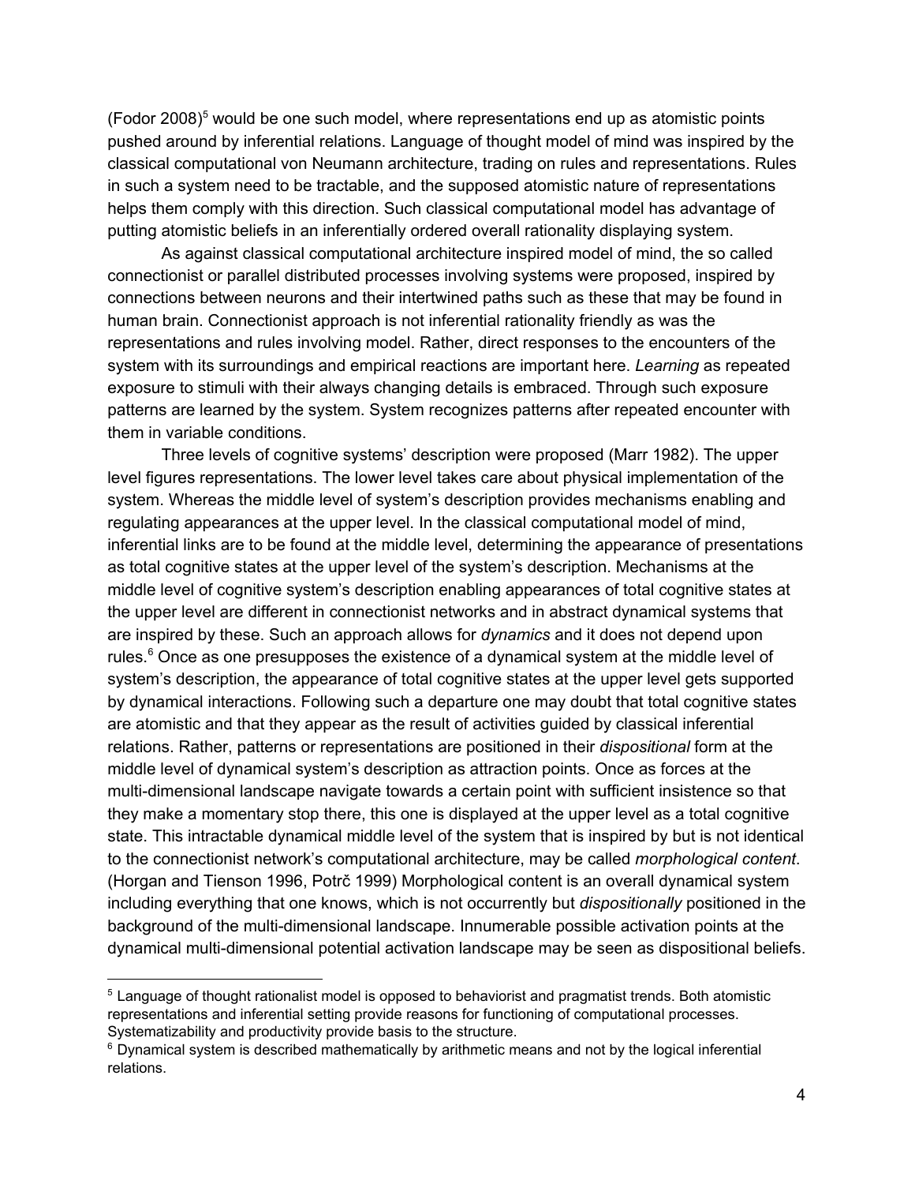(Fodor 2008)[5] would be one such model, where representations end up as atomistic points pushed around by inferential relations. Language of thought model of mind was inspired by the classical computational von Neumann architecture, trading on rules and representations. Rules in such a system need to be tractable, and the supposed atomistic nature of representations helps them comply with this direction. Such classical computational model has advantage of putting atomistic beliefs in an inferentially ordered overall rationality displaying system.

As against classical computational architecture inspired model of mind, the so called connectionist or parallel distributed processes involving systems were proposed, inspired by connections between neurons and their intertwined paths such as these that may be found in human brain. Connectionist approach is not inferential rationality friendly as was the representations and rules involving model. Rather, direct responses to the encounters of the system with its surroundings and empirical reactions are important here. *Learning* as repeated exposure to stimuli with their always changing details is embraced. Through such exposure patterns are learned by the system. System recognizes patterns after repeated encounter with them in variable conditions.

Three levels of cognitive systems' description were proposed (Marr 1982). The upper level figures representations. The lower level takes care about physical implementation of the system. Whereas the middle level of system's description provides mechanisms enabling and regulating appearances at the upper level. In the classical computational model of mind, inferential links are to be found at the middle level, determining the appearance of presentations as total cognitive states at the upper level of the system's description. Mechanisms at the middle level of cognitive system's description enabling appearances of total cognitive states at the upper level are different in connectionist networks and in abstract dynamical systems that are inspired by these. Such an approach allows for *dynamics* and it does not depend upon rules.[6] Once as one presupposes the existence of a dynamical system at the middle level of system's description, the appearance of total cognitive states at the upper level gets supported by dynamical interactions. Following such a departure one may doubt that total cognitive states are atomistic and that they appear as the result of activities guided by classical inferential relations. Rather, patterns or representations are positioned in their *dispositional* form at the middle level of dynamical system's description as attraction points. Once as forces at the multi-dimensional landscape navigate towards a certain point with sufficient insistence so that they make a momentary stop there, this one is displayed at the upper level as a total cognitive state. This intractable dynamical middle level of the system that is inspired by but is not identical to the connectionist network's computational architecture, may be called *morphological content*. (Horgan and Tienson 1996, Potrč 1999) Morphological content is an overall dynamical system including everything that one knows, which is not occurrently but *dispositionally* positioned in the background of the multi-dimensional landscape. Innumerable possible activation points at the dynamical multi-dimensional potential activation landscape may be seen as dispositional beliefs.

---

[5] Language of thought rationalist model is opposed to behaviorist and pragmatist trends. Both atomistic representations and inferential setting provide reasons for functioning of computational processes. Systematizability and productivity provide basis to the structure.

[6] Dynamical system is described mathematically by arithmetic means and not by the logical inferential relations.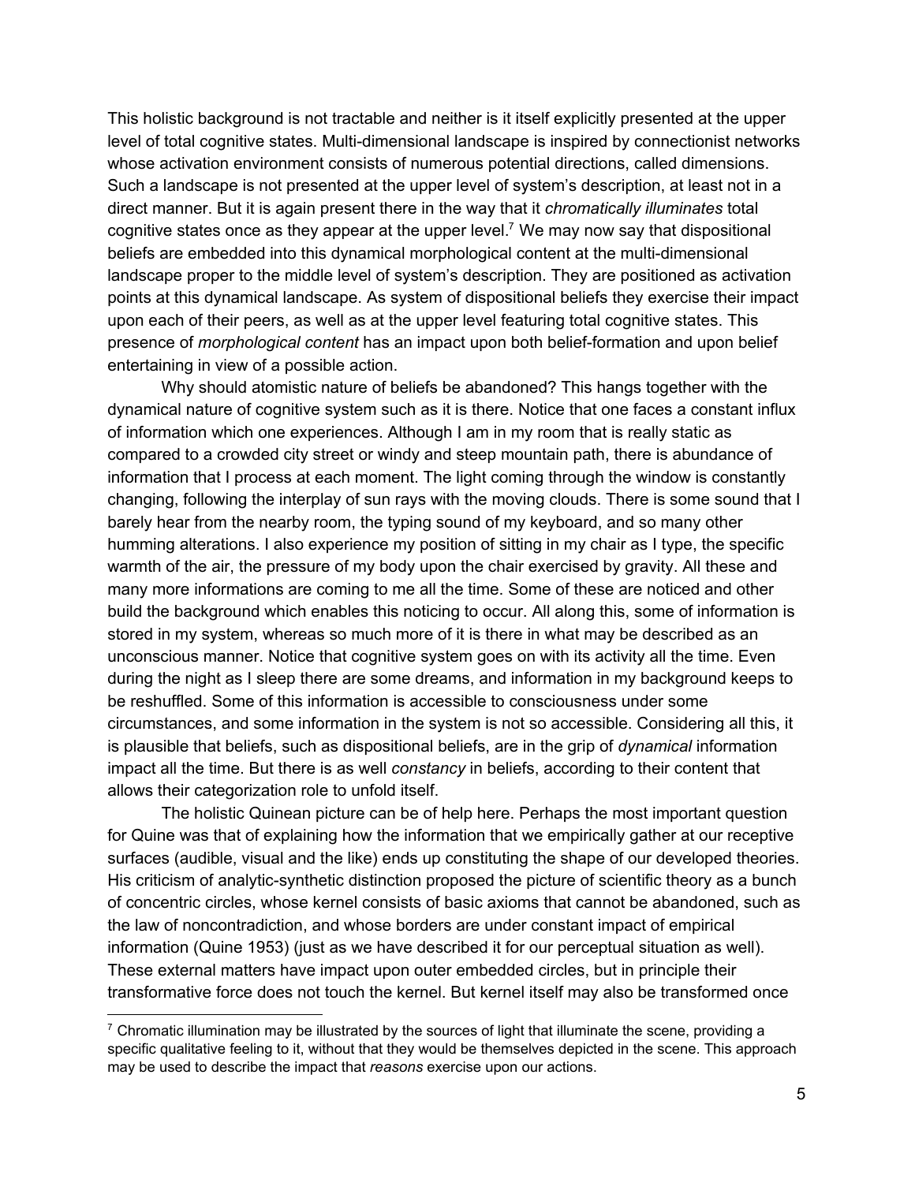This holistic background is not tractable and neither is it itself explicitly presented at the upper level of total cognitive states. Multi-dimensional landscape is inspired by connectionist networks whose activation environment consists of numerous potential directions, called dimensions. Such a landscape is not presented at the upper level of system's description, at least not in a direct manner. But it is again present there in the way that it *chromatically illuminates* total cognitive states once as they appear at the upper level.[7] We may now say that dispositional beliefs are embedded into this dynamical morphological content at the multi-dimensional landscape proper to the middle level of system's description. They are positioned as activation points at this dynamical landscape. As system of dispositional beliefs they exercise their impact upon each of their peers, as well as at the upper level featuring total cognitive states. This presence of *morphological content* has an impact upon both belief-formation and upon belief entertaining in view of a possible action.

Why should atomistic nature of beliefs be abandoned? This hangs together with the dynamical nature of cognitive system such as it is there. Notice that one faces a constant influx of information which one experiences. Although I am in my room that is really static as compared to a crowded city street or windy and steep mountain path, there is abundance of information that I process at each moment. The light coming through the window is constantly changing, following the interplay of sun rays with the moving clouds. There is some sound that I barely hear from the nearby room, the typing sound of my keyboard, and so many other humming alterations. I also experience my position of sitting in my chair as I type, the specific warmth of the air, the pressure of my body upon the chair exercised by gravity. All these and many more informations are coming to me all the time. Some of these are noticed and other build the background which enables this noticing to occur. All along this, some of information is stored in my system, whereas so much more of it is there in what may be described as an unconscious manner. Notice that cognitive system goes on with its activity all the time. Even during the night as I sleep there are some dreams, and information in my background keeps to be reshuffled. Some of this information is accessible to consciousness under some circumstances, and some information in the system is not so accessible. Considering all this, it is plausible that beliefs, such as dispositional beliefs, are in the grip of *dynamical* information impact all the time. But there is as well *constancy* in beliefs, according to their content that allows their categorization role to unfold itself.

The holistic Quinean picture can be of help here. Perhaps the most important question for Quine was that of explaining how the information that we empirically gather at our receptive surfaces (audible, visual and the like) ends up constituting the shape of our developed theories. His criticism of analytic-synthetic distinction proposed the picture of scientific theory as a bunch of concentric circles, whose kernel consists of basic axioms that cannot be abandoned, such as the law of noncontradiction, and whose borders are under constant impact of empirical information (Quine 1953) (just as we have described it for our perceptual situation as well). These external matters have impact upon outer embedded circles, but in principle their transformative force does not touch the kernel. But kernel itself may also be transformed once

[7] Chromatic illumination may be illustrated by the sources of light that illuminate the scene, providing a specific qualitative feeling to it, without that they would be themselves depicted in the scene. This approach may be used to describe the impact that *reasons* exercise upon our actions.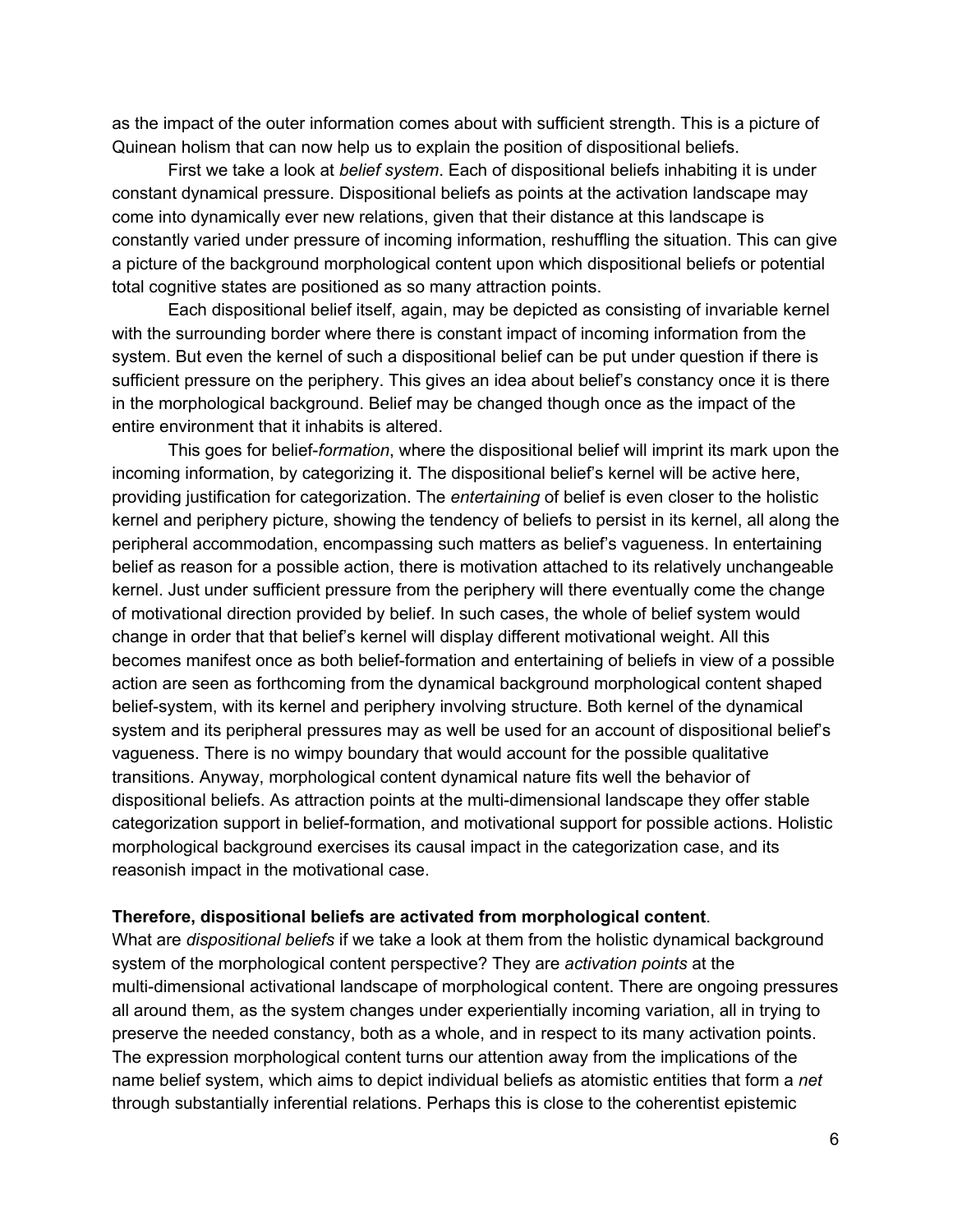as the impact of the outer information comes about with sufficient strength. This is a picture of Quinean holism that can now help us to explain the position of dispositional beliefs.

First we take a look at *belief system*. Each of dispositional beliefs inhabiting it is under constant dynamical pressure. Dispositional beliefs as points at the activation landscape may come into dynamically ever new relations, given that their distance at this landscape is constantly varied under pressure of incoming information, reshuffling the situation. This can give a picture of the background morphological content upon which dispositional beliefs or potential total cognitive states are positioned as so many attraction points.

Each dispositional belief itself, again, may be depicted as consisting of invariable kernel with the surrounding border where there is constant impact of incoming information from the system. But even the kernel of such a dispositional belief can be put under question if there is sufficient pressure on the periphery. This gives an idea about belief's constancy once it is there in the morphological background. Belief may be changed though once as the impact of the entire environment that it inhabits is altered.

This goes for belief-*formation*, where the dispositional belief will imprint its mark upon the incoming information, by categorizing it. The dispositional belief's kernel will be active here, providing justification for categorization. The *entertaining* of belief is even closer to the holistic kernel and periphery picture, showing the tendency of beliefs to persist in its kernel, all along the peripheral accommodation, encompassing such matters as belief's vagueness. In entertaining belief as reason for a possible action, there is motivation attached to its relatively unchangeable kernel. Just under sufficient pressure from the periphery will there eventually come the change of motivational direction provided by belief. In such cases, the whole of belief system would change in order that that belief's kernel will display different motivational weight. All this becomes manifest once as both belief-formation and entertaining of beliefs in view of a possible action are seen as forthcoming from the dynamical background morphological content shaped belief-system, with its kernel and periphery involving structure. Both kernel of the dynamical system and its peripheral pressures may as well be used for an account of dispositional belief's vagueness. There is no wimpy boundary that would account for the possible qualitative transitions. Anyway, morphological content dynamical nature fits well the behavior of dispositional beliefs. As attraction points at the multi-dimensional landscape they offer stable categorization support in belief-formation, and motivational support for possible actions. Holistic morphological background exercises its causal impact in the categorization case, and its reasonish impact in the motivational case.

**Therefore, dispositional beliefs are activated from morphological content**.
What are *dispositional beliefs* if we take a look at them from the holistic dynamical background system of the morphological content perspective? They are *activation points* at the multi-dimensional activational landscape of morphological content. There are ongoing pressures all around them, as the system changes under experientially incoming variation, all in trying to preserve the needed constancy, both as a whole, and in respect to its many activation points. The expression morphological content turns our attention away from the implications of the name belief system, which aims to depict individual beliefs as atomistic entities that form a *net* through substantially inferential relations. Perhaps this is close to the coherentist epistemic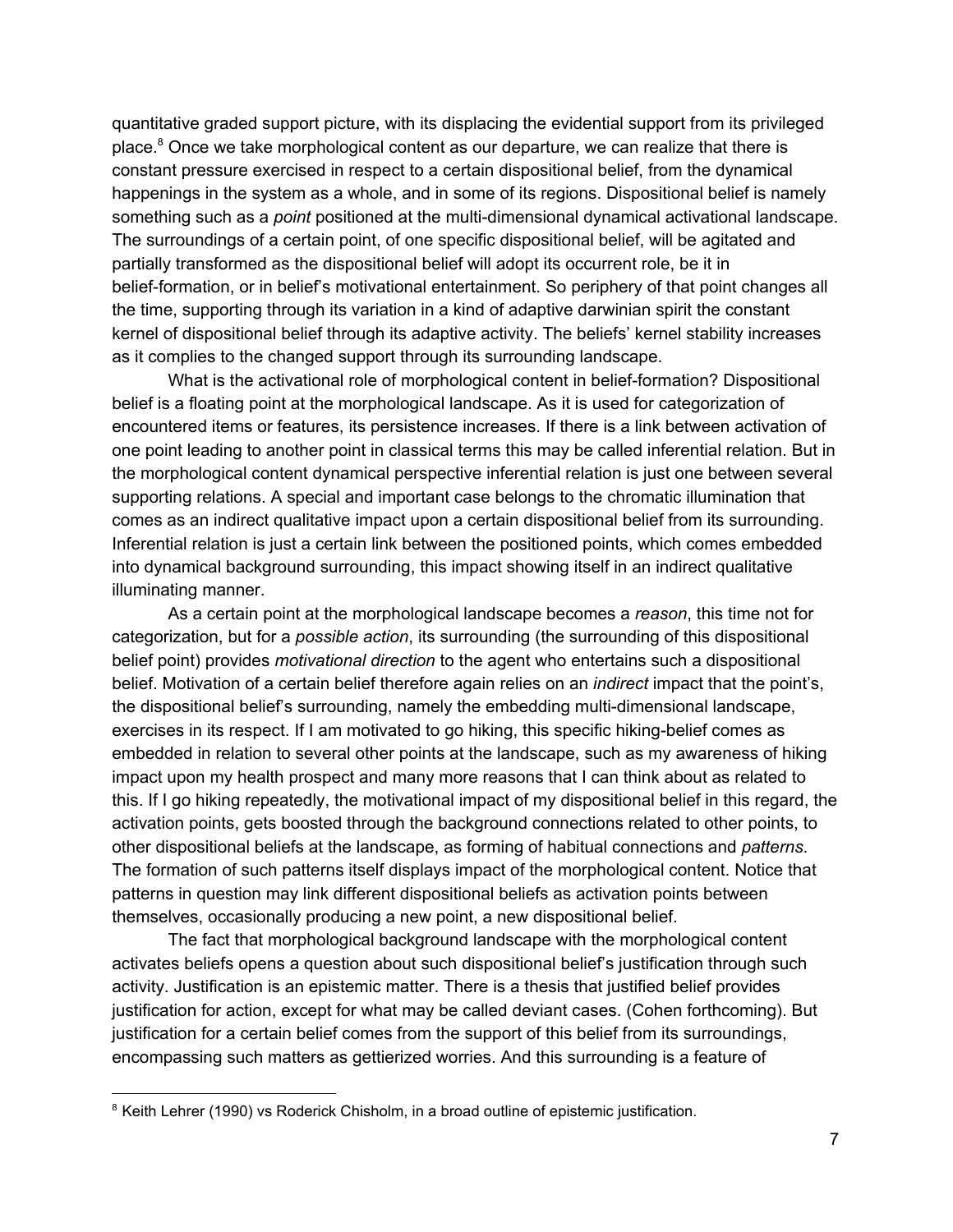quantitative graded support picture, with its displacing the evidential support from its privileged place.[8] Once we take morphological content as our departure, we can realize that there is constant pressure exercised in respect to a certain dispositional belief, from the dynamical happenings in the system as a whole, and in some of its regions. Dispositional belief is namely something such as a *point* positioned at the multi-dimensional dynamical activational landscape. The surroundings of a certain point, of one specific dispositional belief, will be agitated and partially transformed as the dispositional belief will adopt its occurrent role, be it in belief-formation, or in belief's motivational entertainment. So periphery of that point changes all the time, supporting through its variation in a kind of adaptive darwinian spirit the constant kernel of dispositional belief through its adaptive activity. The beliefs' kernel stability increases as it complies to the changed support through its surrounding landscape.

What is the activational role of morphological content in belief-formation? Dispositional belief is a floating point at the morphological landscape. As it is used for categorization of encountered items or features, its persistence increases. If there is a link between activation of one point leading to another point in classical terms this may be called inferential relation. But in the morphological content dynamical perspective inferential relation is just one between several supporting relations. A special and important case belongs to the chromatic illumination that comes as an indirect qualitative impact upon a certain dispositional belief from its surrounding. Inferential relation is just a certain link between the positioned points, which comes embedded into dynamical background surrounding, this impact showing itself in an indirect qualitative illuminating manner.

As a certain point at the morphological landscape becomes a *reason*, this time not for categorization, but for a *possible action*, its surrounding (the surrounding of this dispositional belief point) provides *motivational direction* to the agent who entertains such a dispositional belief. Motivation of a certain belief therefore again relies on an *indirect* impact that the point's, the dispositional belief's surrounding, namely the embedding multi-dimensional landscape, exercises in its respect. If I am motivated to go hiking, this specific hiking-belief comes as embedded in relation to several other points at the landscape, such as my awareness of hiking impact upon my health prospect and many more reasons that I can think about as related to this. If I go hiking repeatedly, the motivational impact of my dispositional belief in this regard, the activation points, gets boosted through the background connections related to other points, to other dispositional beliefs at the landscape, as forming of habitual connections and *patterns*. The formation of such patterns itself displays impact of the morphological content. Notice that patterns in question may link different dispositional beliefs as activation points between themselves, occasionally producing a new point, a new dispositional belief.

The fact that morphological background landscape with the morphological content activates beliefs opens a question about such dispositional belief's justification through such activity. Justification is an epistemic matter. There is a thesis that justified belief provides justification for action, except for what may be called deviant cases. (Cohen forthcoming). But justification for a certain belief comes from the support of this belief from its surroundings, encompassing such matters as gettierized worries. And this surrounding is a feature of

[8] Keith Lehrer (1990) vs Roderick Chisholm, in a broad outline of epistemic justification.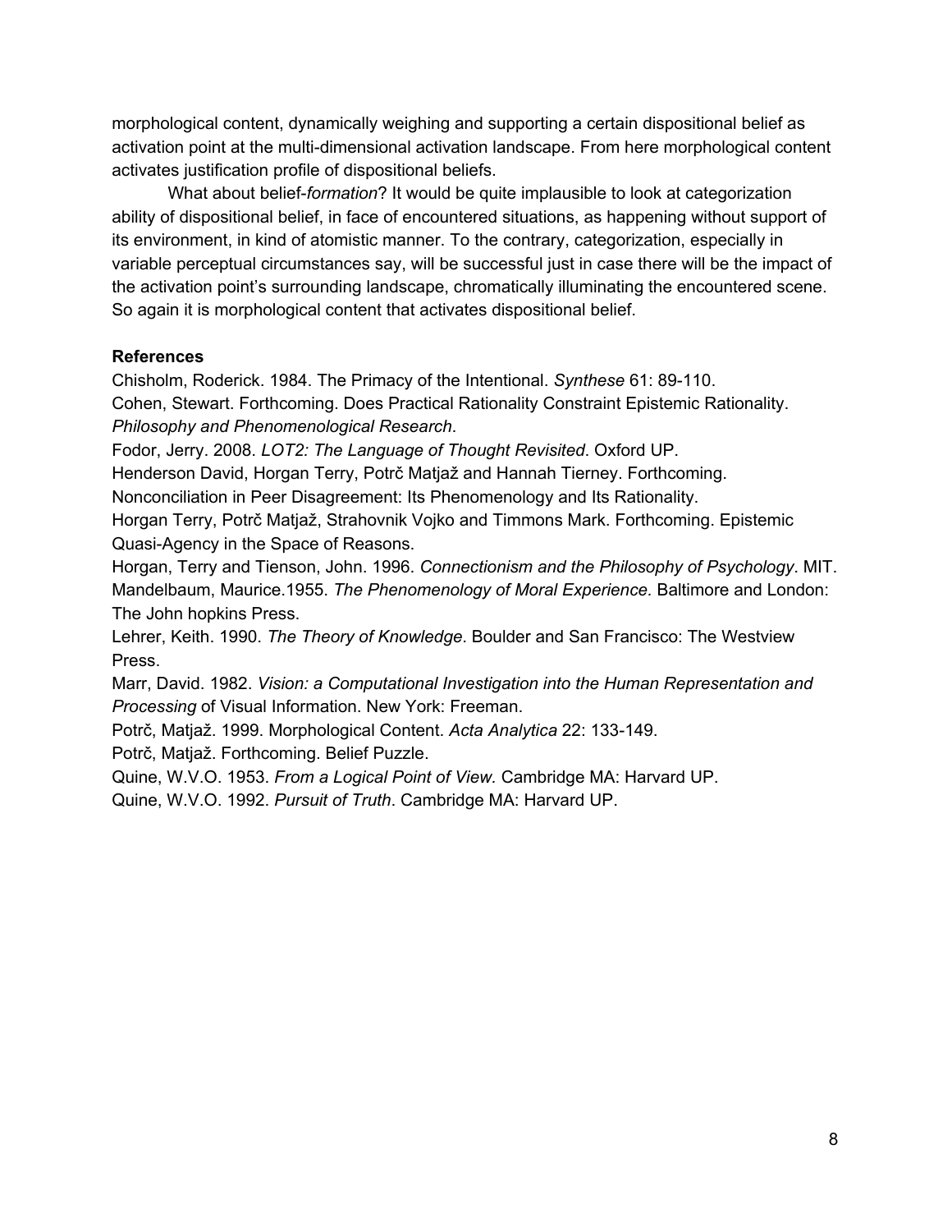morphological content, dynamically weighing and supporting a certain dispositional belief as activation point at the multi-dimensional activation landscape. From here morphological content activates justification profile of dispositional beliefs.

What about belief-*formation*? It would be quite implausible to look at categorization ability of dispositional belief, in face of encountered situations, as happening without support of its environment, in kind of atomistic manner. To the contrary, categorization, especially in variable perceptual circumstances say, will be successful just in case there will be the impact of the activation point's surrounding landscape, chromatically illuminating the encountered scene. So again it is morphological content that activates dispositional belief.

**References**

Chisholm, Roderick. 1984. The Primacy of the Intentional. *Synthese* 61: 89-110.

Cohen, Stewart. Forthcoming. Does Practical Rationality Constraint Epistemic Rationality. *Philosophy and Phenomenological Research*.

Fodor, Jerry. 2008. *LOT2: The Language of Thought Revisited*. Oxford UP.

Henderson David, Horgan Terry, Potrč Matjaž and Hannah Tierney. Forthcoming. Nonconciliation in Peer Disagreement: Its Phenomenology and Its Rationality.

Horgan Terry, Potrč Matjaž, Strahovnik Vojko and Timmons Mark. Forthcoming. Epistemic Quasi-Agency in the Space of Reasons.

Horgan, Terry and Tienson, John. 1996. *Connectionism and the Philosophy of Psychology*. MIT.

Mandelbaum, Maurice.1955. *The Phenomenology of Moral Experience.* Baltimore and London: The John hopkins Press.

Lehrer, Keith. 1990. *The Theory of Knowledge*. Boulder and San Francisco: The Westview Press.

Marr, David. 1982. *Vision: a Computational Investigation into the Human Representation and Processing* of Visual Information. New York: Freeman.

Potrč, Matjaž. 1999. Morphological Content. *Acta Analytica* 22: 133-149.

Potrč, Matjaž. Forthcoming. Belief Puzzle.

Quine, W.V.O. 1953. *From a Logical Point of View.* Cambridge MA: Harvard UP.

Quine, W.V.O. 1992. *Pursuit of Truth*. Cambridge MA: Harvard UP.